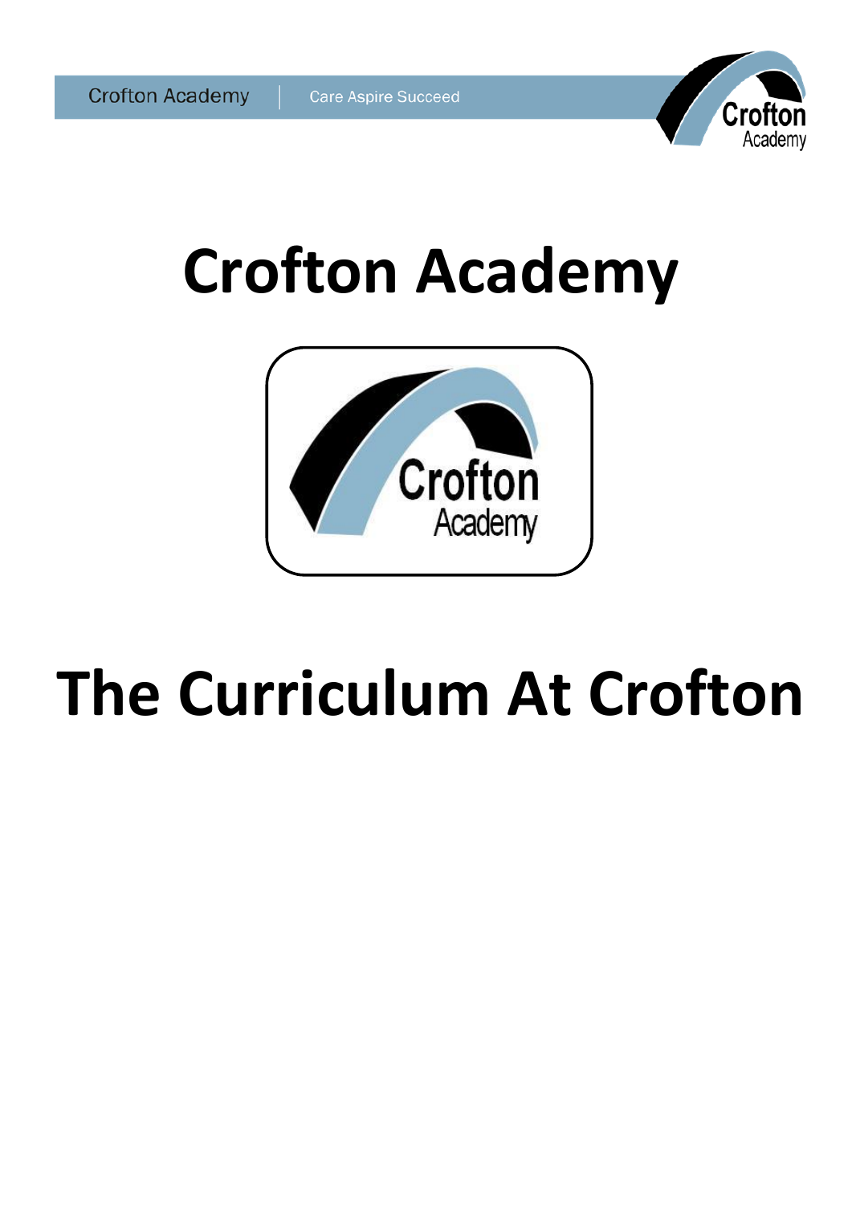# Crofton Academy

# The Curriculum At Crofton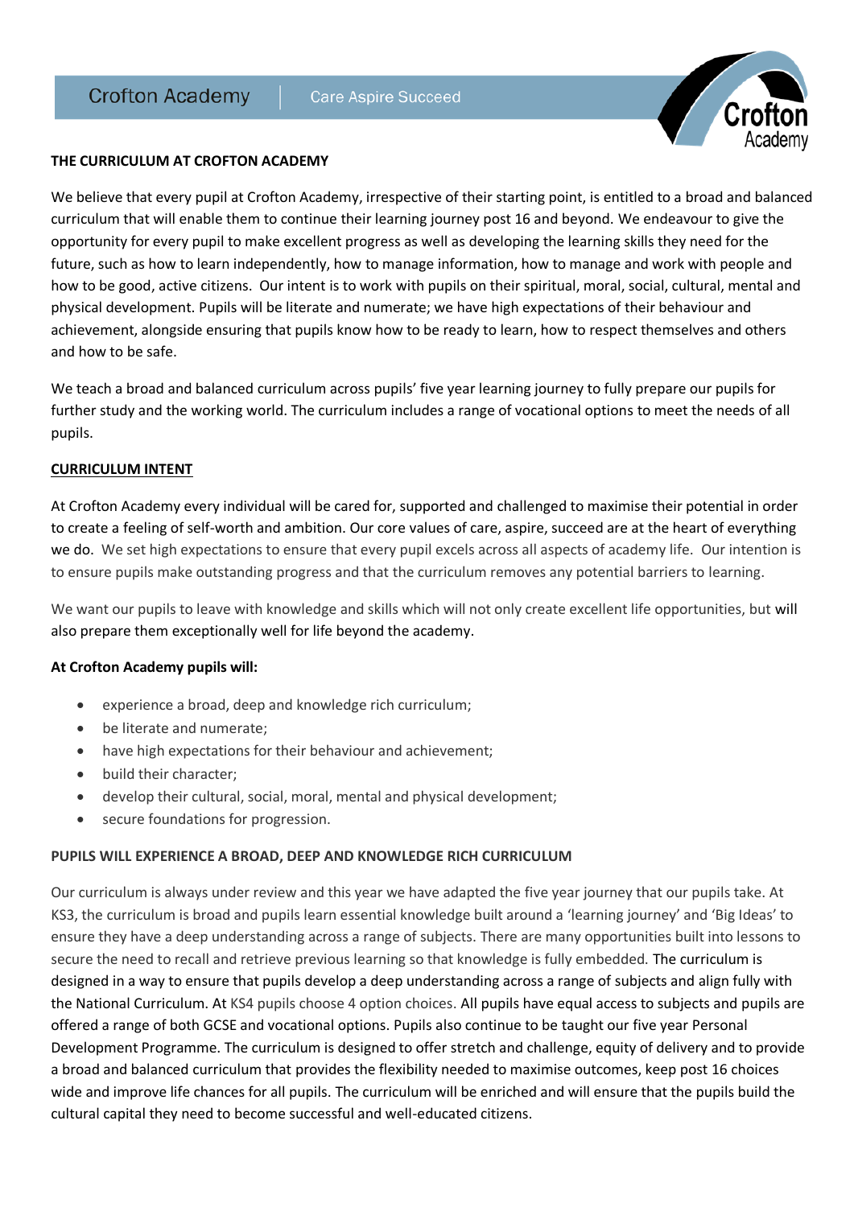## THE CURRICULUM AT CROFTON ACADEMY

We believe that every pupil at Crofton Academy, irrespective of their starting point, is entitled to a broad and balanced curriculum that will enable them to continue their learning journey post 16 and beyond. We endeavour to give the opportunity for every pupil to make excellent progress as well as developing the learning skills they need for the future, such as how to learn independently, how to manage information, how to manage and work with people and how to be good, active citizens. Our intent is to work with pupils on their spiritual, moral, social, cultural, mental and physical development. Pupils will be literate and numerate; we have high expectations of their behaviour and achievement, alongside ensuring that pupils know how to be ready to learn, how to respect themselves and others and how to be safe.

We teach a broad and balanced curriculum across pupils' five year learning journey to fully prepare our pupils for further study and the working world. The curriculum includes a range of vocational options to meet the needs of all pupils.

## CURRICULUM INTENT

At Crofton Academy every individual will be cared for, supported and challenged to maximise their potential in order to create a feeling of self-worth and ambition. Our core values of care, aspire, succeed are at the heart of everything we do. We set high expectations to ensure that every pupil excels across all aspects of academy life. Our intention is to ensure pupils make outstanding progress and that the curriculum removes any potential barriers to learning.

We want our pupils to leave with knowledge and skills which will not only create excellent life opportunities, but will also prepare them exceptionally well for life beyond the academy.

**At Crofton Academy pupils will:**

- experience a broad, deep and knowledge rich curriculum;
- be literate and numerate;
- have high expectations for their behaviour and achievement;
- build their character;
- develop their cultural, social, moral, mental and physical development;
- secure foundations for progression.

### PUPILS WILL EXPERIENCE A BROAD, DEEP AND KNOWLEDGE RICH CURRICULUM

Our curriculum is always under review and this year we have adapted the five year journey that our pupils take. At KS3, the curriculum is broad and pupils learn essential knowledge built around a 'learning journey' and 'Big Ideas' to ensure they have a deep understanding across a range of subjects. There are many opportunities built into lessons to secure the need to recall and retrieve previous learning so that knowledge is fully embedded. The curriculum is designed in a way to ensure that pupils develop a deep understanding across a range of subjects and align fully with the National Curriculum. At KS4 pupils choose 4 option choices. All pupils have equal access to subjects and pupils are offered a range of both GCSE and vocational options. Pupils also continue to be taught our five year Personal Development Programme. The curriculum is designed to offer stretch and challenge, equity of delivery and to provide a broad and balanced curriculum that provides the flexibility needed to maximise outcomes, keep post 16 choices wide and improve life chances for all pupils. The curriculum will be enriched and will ensure that the pupils build the cultural capital they need to become successful and well-educated citizens.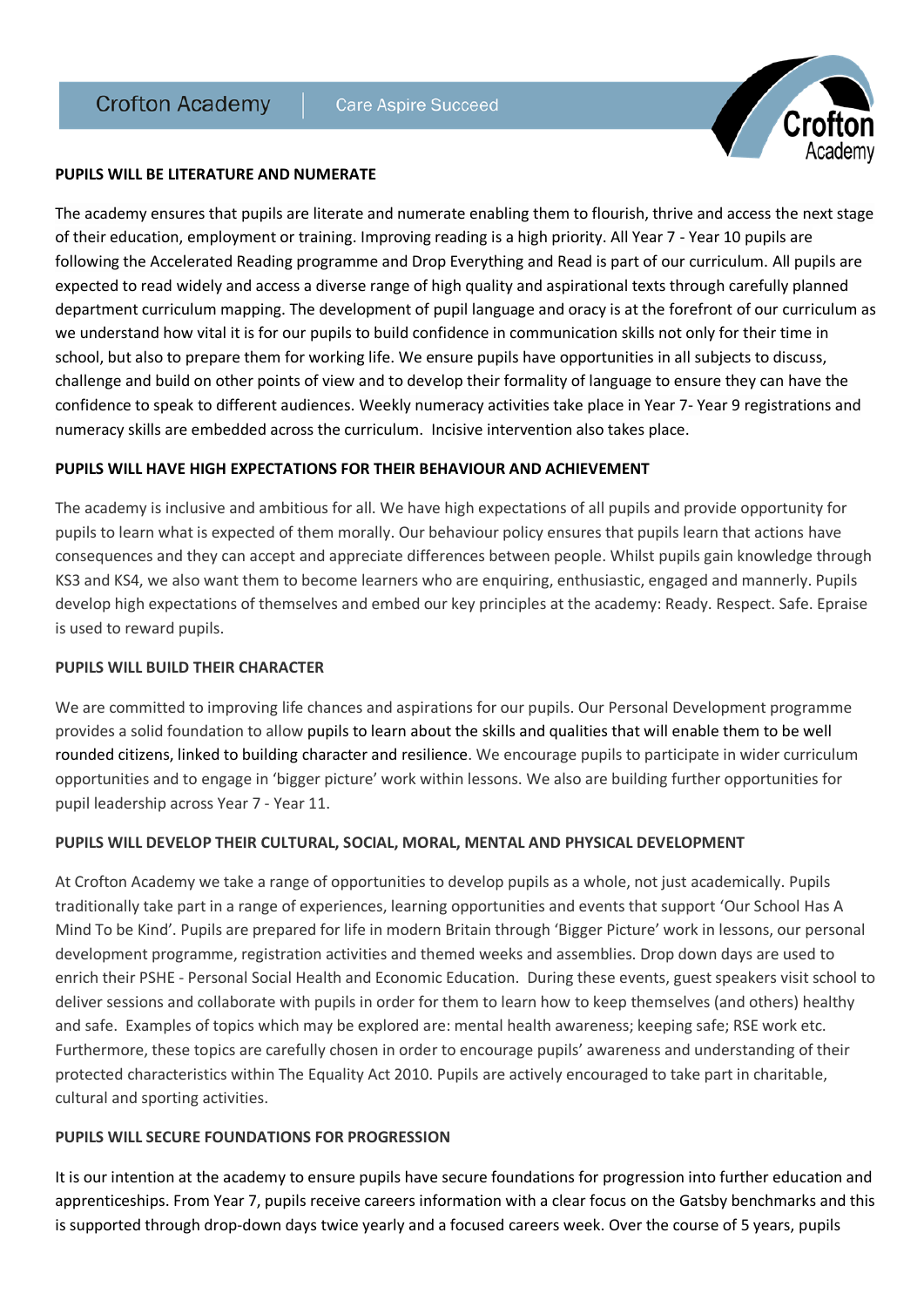**PUPILS WILL BE LITERATURE AND NUMERATE**

The academy ensures that pupils are literate and numerate enabling them to flourish, thrive and access the next stage of their education, employment or training. Improving reading is a high priority. All Year 7 - Year 10 pupils are following the Accelerated Reading programme and Drop Everything and Read is part of our curriculum. All pupils are expected to read widely and access a diverse range of high quality and aspirational texts through carefully planned department curriculum mapping. The development of pupil language and oracy is at the forefront of our curriculum as we understand how vital it is for our pupils to build confidence in communication skills not only for their time in school, but also to prepare them for working life. We ensure pupils have opportunities in all subjects to discuss, challenge and build on other points of view and to develop their formality of language to ensure they can have the confidence to speak to different audiences. Weekly numeracy activities take place in Year 7- Year 9 registrations and numeracy skills are embedded across the curriculum. Incisive intervention also takes place.

**PUPILS WILL HAVE HIGH EXPECTATIONS FOR THEIR BEHAVIOUR AND ACHIEVEMENT**

The academy is inclusive and ambitious for all. We have high expectations of all pupils and provide opportunity for pupils to learn what is expected of them morally. Our behaviour policy ensures that pupils learn that actions have consequences and they can accept and appreciate differences between people. Whilst pupils gain knowledge through KS3 and KS4, we also want them to become learners who are enquiring, enthusiastic, engaged and mannerly. Pupils develop high expectations of themselves and embed our key principles at the academy: Ready. Respect. Safe. Epraise is used to reward pupils.

**PUPILS WILL BUILD THEIR CHARACTER**

We are committed to improving life chances and aspirations for our pupils. Our Personal Development programme provides a solid foundation to allow pupils to learn about the skills and qualities that will enable them to be well rounded citizens, linked to building character and resilience. We encourage pupils to participate in wider curriculum opportunities and to engage in 'bigger picture' work within lessons. We also are building further opportunities for pupil leadership across Year 7 - Year 11.

**PUPILS WILL DEVELOP THEIR CULTURAL, SOCIAL, MORAL, MENTAL AND PHYSICAL DEVELOPMENT**

At Crofton Academy we take a range of opportunities to develop pupils as a whole, not just academically. Pupils traditionally take part in a range of experiences, learning opportunities and events that support 'Our School Has A Mind To be Kind'. Pupils are prepared for life in modern Britain through 'Bigger Picture' work in lessons, our personal development programme, registration activities and themed weeks and assemblies. Drop down days are used to enrich their PSHE - Personal Social Health and Economic Education. During these events, guest speakers visit school to deliver sessions and collaborate with pupils in order for them to learn how to keep themselves (and others) healthy and safe. Examples of topics which may be explored are: mental health awareness; keeping safe; RSE work etc. Furthermore, these topics are carefully chosen in order to encourage pupils' awareness and understanding of their protected characteristics within The Equality Act 2010. Pupils are actively encouraged to take part in charitable, cultural and sporting activities.

**PUPILS WILL SECURE FOUNDATIONS FOR PROGRESSION**

It is our intention at the academy to ensure pupils have secure foundations for progression into further education and apprenticeships. From Year 7, pupils receive careers information with a clear focus on the Gatsby benchmarks and this is supported through drop-down days twice yearly and a focused careers week. Over the course of 5 years, pupils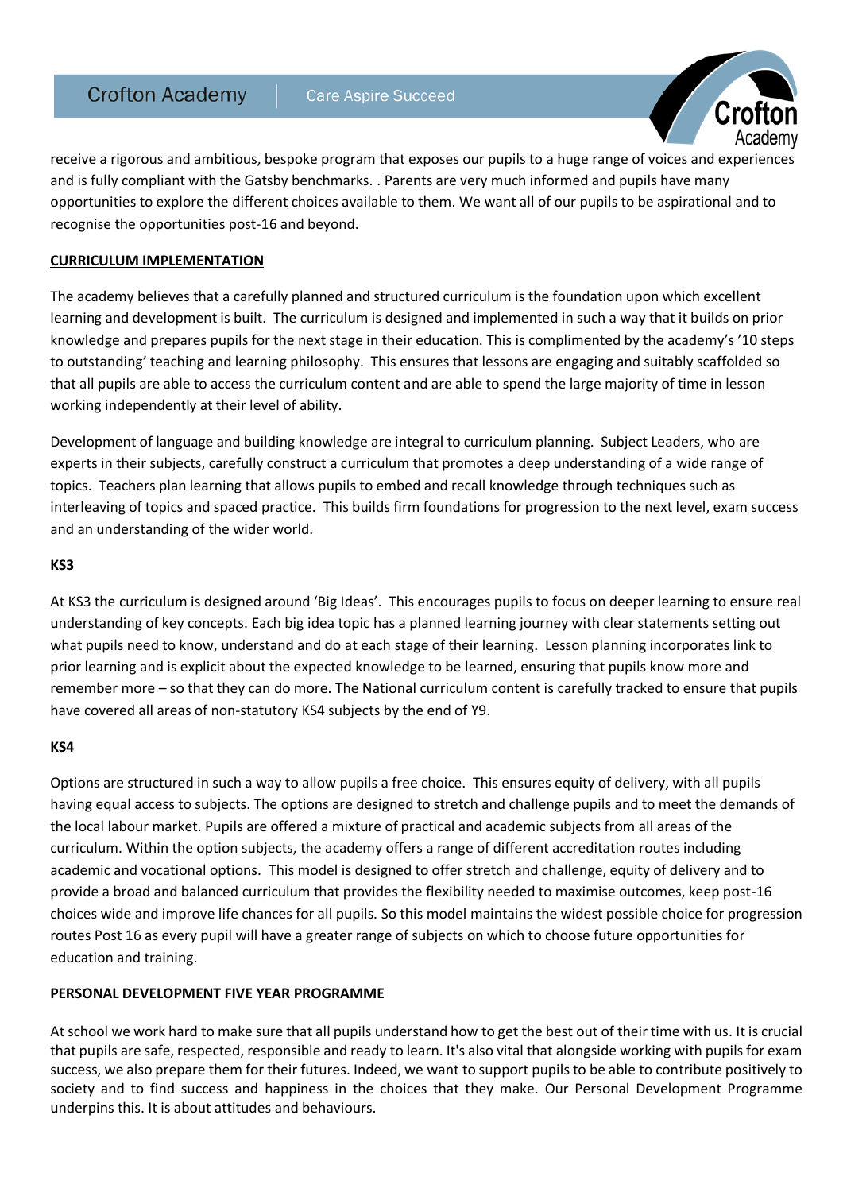receive a rigorous and ambitious, bespoke program that exposes our pupils to a huge range of voices and experiences and is fully compliant with the Gatsby benchmarks. . Parents are very much informed and pupils have many opportunities to explore the different choices available to them. We want all of our pupils to be aspirational and to recognise the opportunities post-16 and beyond.

**CURRICULUM IMPLEMENTATION**

The academy believes that a carefully planned and structured curriculum is the foundation upon which excellent learning and development is built. The curriculum is designed and implemented in such a way that it builds on prior knowledge and prepares pupils for the next stage in their education. This is complimented by the academy's '10 steps to outstanding' teaching and learning philosophy. This ensures that lessons are engaging and suitably scaffolded so that all pupils are able to access the curriculum content and are able to spend the large majority of time in lesson working independently at their level of ability.

Development of language and building knowledge are integral to curriculum planning. Subject Leaders, who are experts in their subjects, carefully construct a curriculum that promotes a deep understanding of a wide range of topics. Teachers plan learning that allows pupils to embed and recall knowledge through techniques such as interleaving of topics and spaced practice. This builds firm foundations for progression to the next level, exam success and an understanding of the wider world.

**KS3**

At KS3 the curriculum is designed around 'Big Ideas'. This encourages pupils to focus on deeper learning to ensure real understanding of key concepts. Each big idea topic has a planned learning journey with clear statements setting out what pupils need to know, understand and do at each stage of their learning. Lesson planning incorporates link to prior learning and is explicit about the expected knowledge to be learned, ensuring that pupils know more and remember more – so that they can do more. The National curriculum content is carefully tracked to ensure that pupils have covered all areas of non-statutory KS4 subjects by the end of Y9.

**KS4**

Options are structured in such a way to allow pupils a free choice. This ensures equity of delivery, with all pupils having equal access to subjects. The options are designed to stretch and challenge pupils and to meet the demands of the local labour market. Pupils are offered a mixture of practical and academic subjects from all areas of the curriculum. Within the option subjects, the academy offers a range of different accreditation routes including academic and vocational options. This model is designed to offer stretch and challenge, equity of delivery and to provide a broad and balanced curriculum that provides the flexibility needed to maximise outcomes, keep post-16 choices wide and improve life chances for all pupils. So this model maintains the widest possible choice for progression routes Post 16 as every pupil will have a greater range of subjects on which to choose future opportunities for education and training.

**PERSONAL DEVELOPMENT FIVE YEAR PROGRAMME**

At school we work hard to make sure that all pupils understand how to get the best out of their time with us. It is crucial that pupils are safe, respected, responsible and ready to learn. It's also vital that alongside working with pupils for exam success, we also prepare them for their futures. Indeed, we want to support pupils to be able to contribute positively to society and to find success and happiness in the choices that they make. Our Personal Development Programme underpins this. It is about attitudes and behaviours.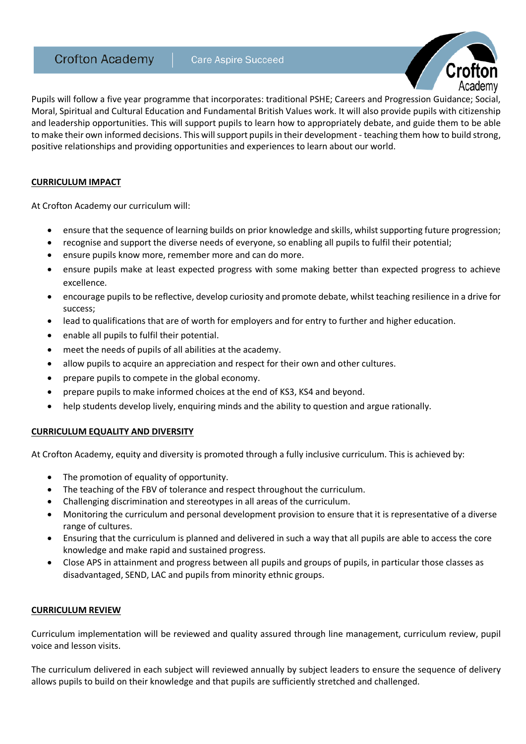Pupils will follow a five year programme that incorporates: traditional PSHE; Careers and Progression Guidance; Social, Moral, Spiritual and Cultural Education and Fundamental British Values work. It will also provide pupils with citizenship and leadership opportunities. This will support pupils to learn how to appropriately debate, and guide them to be able to make their own informed decisions. This will support pupils in their development - teaching them how to build strong, positive relationships and providing opportunities and experiences to learn about our world.

## CURRICULUM IMPACT

At Crofton Academy our curriculum will:

- ensure that the sequence of learning builds on prior knowledge and skills, whilst supporting future progression;
- recognise and support the diverse needs of everyone, so enabling all pupils to fulfil their potential;
- ensure pupils know more, remember more and can do more.
- ensure pupils make at least expected progress with some making better than expected progress to achieve excellence.
- encourage pupils to be reflective, develop curiosity and promote debate, whilst teaching resilience in a drive for success;
- lead to qualifications that are of worth for employers and for entry to further and higher education.
- enable all pupils to fulfil their potential.
- meet the needs of pupils of all abilities at the academy.
- allow pupils to acquire an appreciation and respect for their own and other cultures.
- prepare pupils to compete in the global economy.
- prepare pupils to make informed choices at the end of KS3, KS4 and beyond.
- help students develop lively, enquiring minds and the ability to question and argue rationally.

## CURRICULUM EQUALITY AND DIVERSITY

At Crofton Academy, equity and diversity is promoted through a fully inclusive curriculum. This is achieved by:

- The promotion of equality of opportunity.
- The teaching of the FBV of tolerance and respect throughout the curriculum.
- Challenging discrimination and stereotypes in all areas of the curriculum.
- Monitoring the curriculum and personal development provision to ensure that it is representative of a diverse range of cultures.
- Ensuring that the curriculum is planned and delivered in such a way that all pupils are able to access the core knowledge and make rapid and sustained progress.
- Close APS in attainment and progress between all pupils and groups of pupils, in particular those classes as disadvantaged, SEND, LAC and pupils from minority ethnic groups.

## CURRICULUM REVIEW

Curriculum implementation will be reviewed and quality assured through line management, curriculum review, pupil voice and lesson visits.

The curriculum delivered in each subject will reviewed annually by subject leaders to ensure the sequence of delivery allows pupils to build on their knowledge and that pupils are sufficiently stretched and challenged.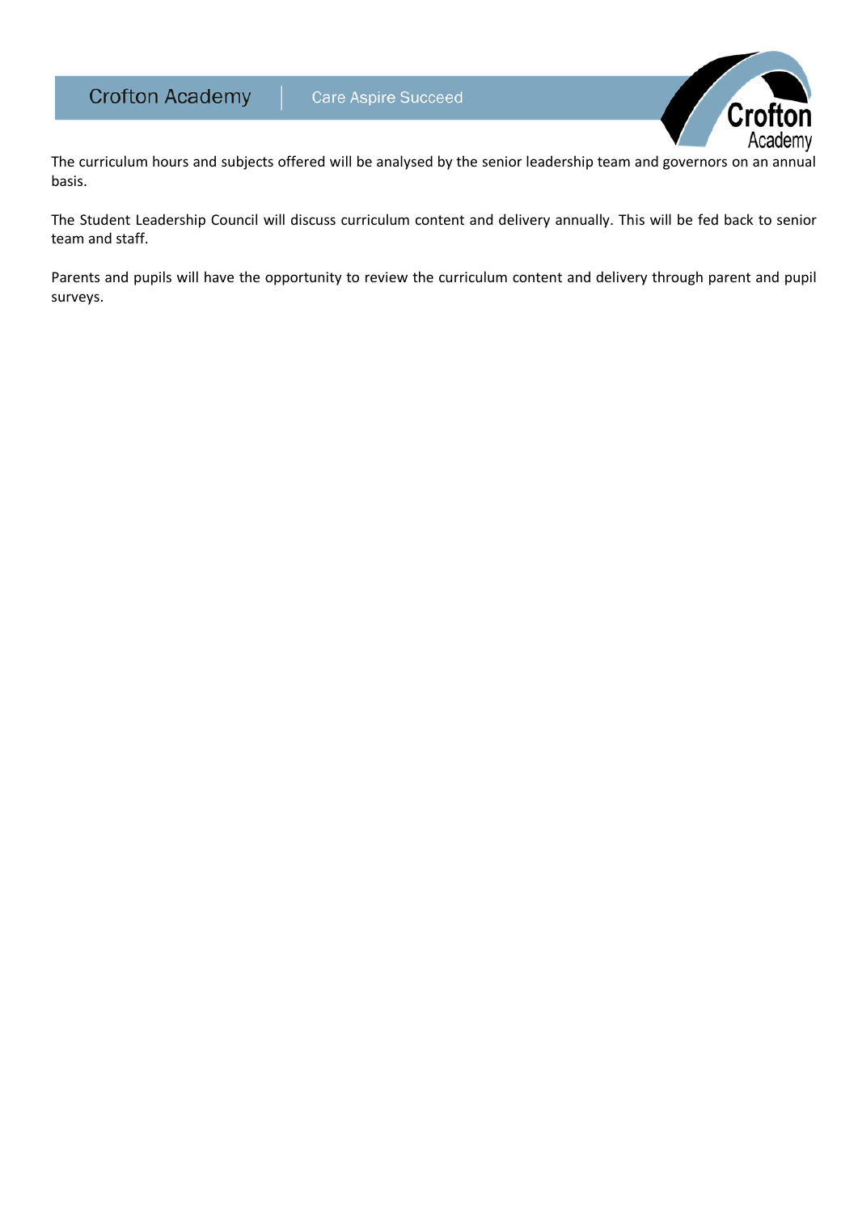The curriculum hours and subjects offered will be analysed by the senior leadership team and governors on an annual basis.

The Student Leadership Council will discuss curriculum content and delivery annually. This will be fed back to senior team and staff.

Parents and pupils will have the opportunity to review the curriculum content and delivery through parent and pupil surveys.